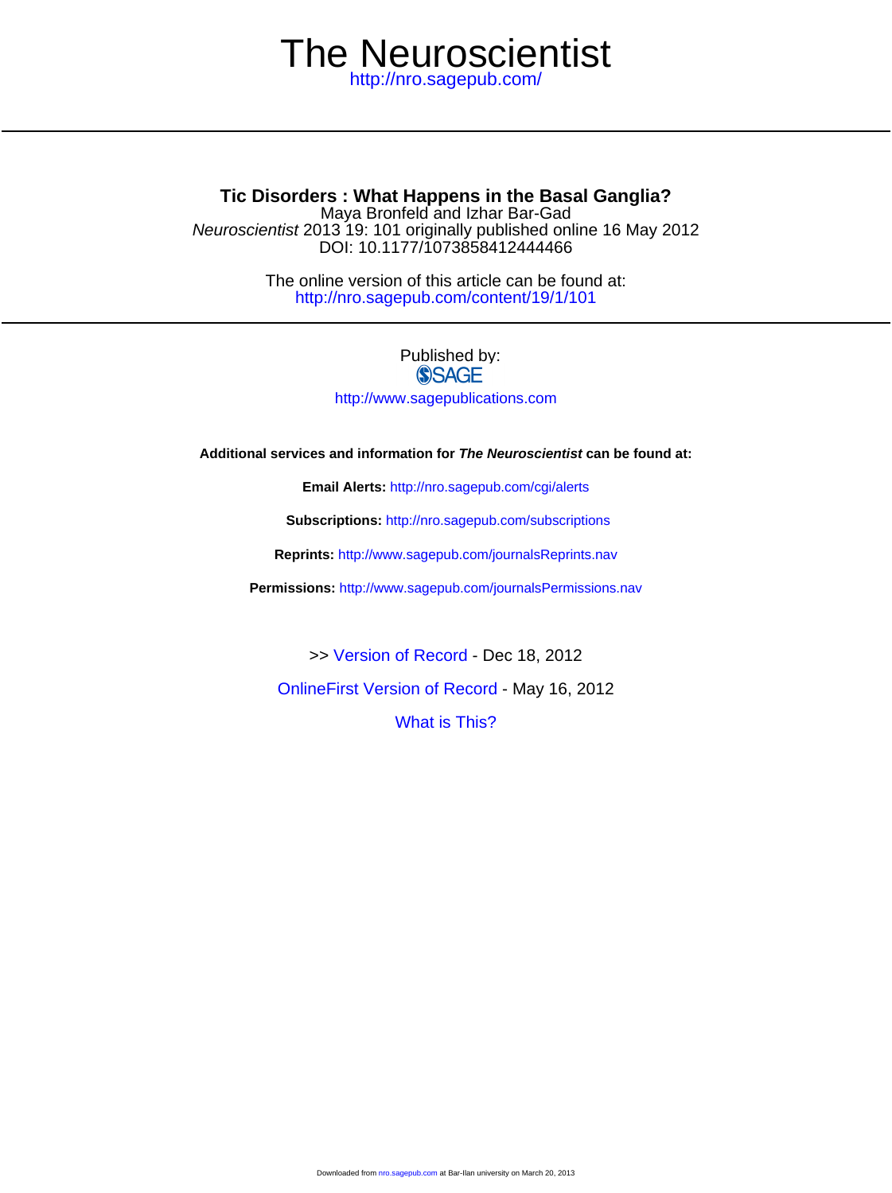# The Neuroscientist

http://nro.sagepub.com/

---

## Tic Disorders : What Happens in the Basal Ganglia?

Maya Bronfeld and Izhar Bar-Gad

*Neuroscientist* 2013 19: 101 originally published online 16 May 2012

DOI: 10.1177/1073858412444466

The online version of this article can be found at:

http://nro.sagepub.com/content/19/1/101

---

Published by:

SAGE

http://www.sagepublications.com

**Additional services and information for *The Neuroscientist* can be found at:**

**Email Alerts:** http://nro.sagepub.com/cgi/alerts

**Subscriptions:** http://nro.sagepub.com/subscriptions

**Reprints:** http://www.sagepub.com/journalsReprints.nav

**Permissions:** http://www.sagepub.com/journalsPermissions.nav

>> Version of Record - Dec 18, 2012

OnlineFirst Version of Record - May 16, 2012

What is This?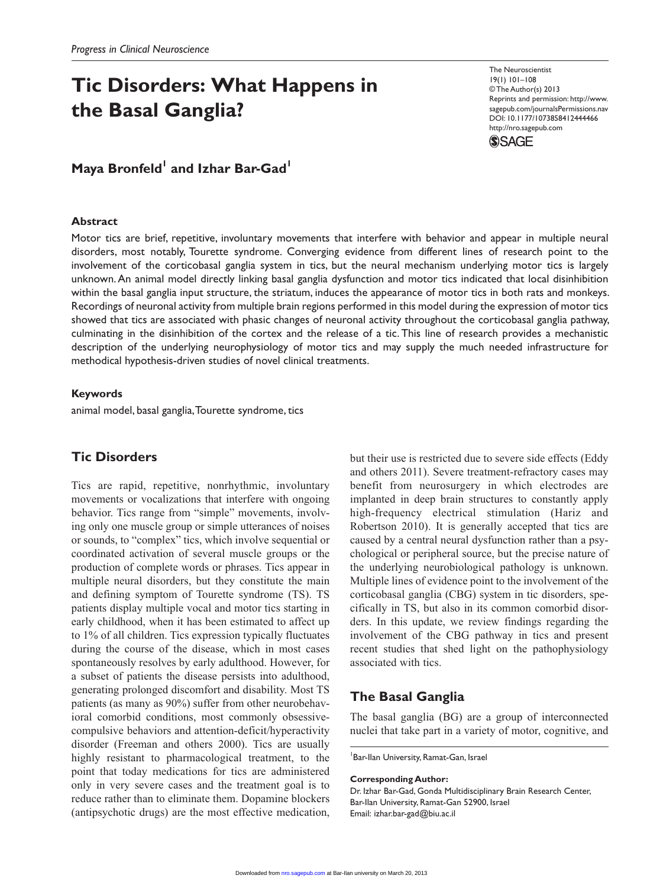*Progress in Clinical Neuroscience*

# Tic Disorders: What Happens in the Basal Ganglia?

The Neuroscientist
19(1) 101–108
© The Author(s) 2013
Reprints and permission: http://www.sagepub.com/journalsPermissions.nav
DOI: 10.1177/1073858412444466
http://nro.sagepub.com

**Maya Bronfeld[1] and Izhar Bar-Gad[1]**

### Abstract

Motor tics are brief, repetitive, involuntary movements that interfere with behavior and appear in multiple neural disorders, most notably, Tourette syndrome. Converging evidence from different lines of research point to the involvement of the corticobasal ganglia system in tics, but the neural mechanism underlying motor tics is largely unknown. An animal model directly linking basal ganglia dysfunction and motor tics indicated that local disinhibition within the basal ganglia input structure, the striatum, induces the appearance of motor tics in both rats and monkeys. Recordings of neuronal activity from multiple brain regions performed in this model during the expression of motor tics showed that tics are associated with phasic changes of neuronal activity throughout the corticobasal ganglia pathway, culminating in the disinhibition of the cortex and the release of a tic. This line of research provides a mechanistic description of the underlying neurophysiology of motor tics and may supply the much needed infrastructure for methodical hypothesis-driven studies of novel clinical treatments.

### Keywords

animal model, basal ganglia, Tourette syndrome, tics

## Tic Disorders

Tics are rapid, repetitive, nonrhythmic, involuntary movements or vocalizations that interfere with ongoing behavior. Tics range from "simple" movements, involving only one muscle group or simple utterances of noises or sounds, to "complex" tics, which involve sequential or coordinated activation of several muscle groups or the production of complete words or phrases. Tics appear in multiple neural disorders, but they constitute the main and defining symptom of Tourette syndrome (TS). TS patients display multiple vocal and motor tics starting in early childhood, when it has been estimated to affect up to 1% of all children. Tics expression typically fluctuates during the course of the disease, which in most cases spontaneously resolves by early adulthood. However, for a subset of patients the disease persists into adulthood, generating prolonged discomfort and disability. Most TS patients (as many as 90%) suffer from other neurobehavioral comorbid conditions, most commonly obsessive-compulsive behaviors and attention-deficit/hyperactivity disorder (Freeman and others 2000). Tics are usually highly resistant to pharmacological treatment, to the point that today medications for tics are administered only in very severe cases and the treatment goal is to reduce rather than to eliminate them. Dopamine blockers (antipsychotic drugs) are the most effective medication, but their use is restricted due to severe side effects (Eddy and others 2011). Severe treatment-refractory cases may benefit from neurosurgery in which electrodes are implanted in deep brain structures to constantly apply high-frequency electrical stimulation (Hariz and Robertson 2010). It is generally accepted that tics are caused by a central neural dysfunction rather than a psychological or peripheral source, but the precise nature of the underlying neurobiological pathology is unknown. Multiple lines of evidence point to the involvement of the corticobasal ganglia (CBG) system in tic disorders, specifically in TS, but also in its common comorbid disorders. In this update, we review findings regarding the involvement of the CBG pathway in tics and present recent studies that shed light on the pathophysiology associated with tics.

## The Basal Ganglia

The basal ganglia (BG) are a group of interconnected nuclei that take part in a variety of motor, cognitive, and

[1]Bar-Ilan University, Ramat-Gan, Israel

**Corresponding Author:**
Dr. Izhar Bar-Gad, Gonda Multidisciplinary Brain Research Center, Bar-Ilan University, Ramat-Gan 52900, Israel
Email: izhar.bar-gad@biu.ac.il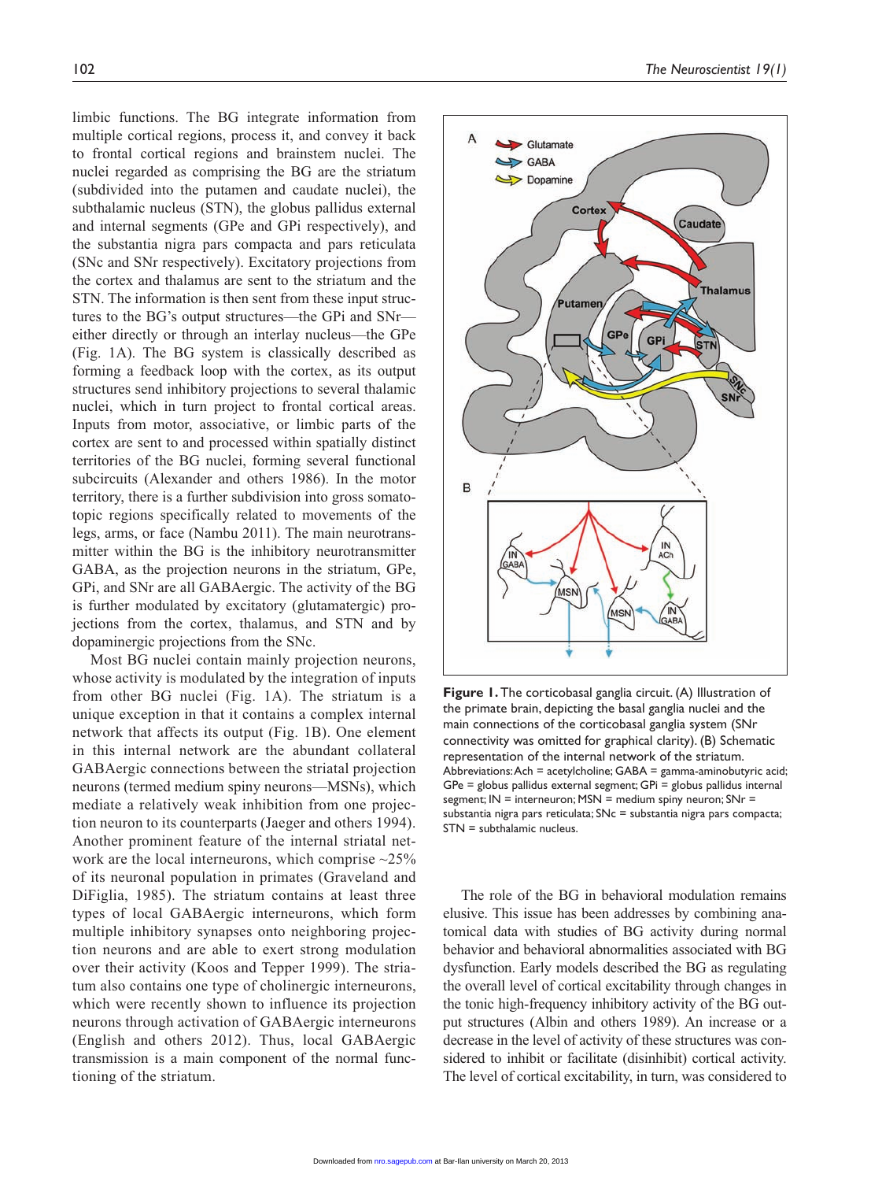limbic functions. The BG integrate information from multiple cortical regions, process it, and convey it back to frontal cortical regions and brainstem nuclei. The nuclei regarded as comprising the BG are the striatum (subdivided into the putamen and caudate nuclei), the subthalamic nucleus (STN), the globus pallidus external and internal segments (GPe and GPi respectively), and the substantia nigra pars compacta and pars reticulata (SNc and SNr respectively). Excitatory projections from the cortex and thalamus are sent to the striatum and the STN. The information is then sent from these input structures to the BG's output structures—the GPi and SNr—either directly or through an interlay nucleus—the GPe (Fig. 1A). The BG system is classically described as forming a feedback loop with the cortex, as its output structures send inhibitory projections to several thalamic nuclei, which in turn project to frontal cortical areas. Inputs from motor, associative, or limbic parts of the cortex are sent to and processed within spatially distinct territories of the BG nuclei, forming several functional subcircuits (Alexander and others 1986). In the motor territory, there is a further subdivision into gross somatotopic regions specifically related to movements of the legs, arms, or face (Nambu 2011). The main neurotransmitter within the BG is the inhibitory neurotransmitter GABA, as the projection neurons in the striatum, GPe, GPi, and SNr are all GABAergic. The activity of the BG is further modulated by excitatory (glutamatergic) projections from the cortex, thalamus, and STN and by dopaminergic projections from the SNc.

Most BG nuclei contain mainly projection neurons, whose activity is modulated by the integration of inputs from other BG nuclei (Fig. 1A). The striatum is a unique exception in that it contains a complex internal network that affects its output (Fig. 1B). One element in this internal network are the abundant collateral GABAergic connections between the striatal projection neurons (termed medium spiny neurons—MSNs), which mediate a relatively weak inhibition from one projection neuron to its counterparts (Jaeger and others 1994). Another prominent feature of the internal striatal network are the local interneurons, which comprise ~25% of its neuronal population in primates (Graveland and DiFiglia, 1985). The striatum contains at least three types of local GABAergic interneurons, which form multiple inhibitory synapses onto neighboring projection neurons and are able to exert strong modulation over their activity (Koos and Tepper 1999). The striatum also contains one type of cholinergic interneurons, which were recently shown to influence its projection neurons through activation of GABAergic interneurons (English and others 2012). Thus, local GABAergic transmission is a main component of the normal functioning of the striatum.

**Figure 1.** The corticobasal ganglia circuit. (A) Illustration of the primate brain, depicting the basal ganglia nuclei and the main connections of the corticobasal ganglia system (SNr connectivity was omitted for graphical clarity). (B) Schematic representation of the internal network of the striatum. Abbreviations: Ach = acetylcholine; GABA = gamma-aminobutyric acid; GPe = globus pallidus external segment; GPi = globus pallidus internal segment; IN = interneuron; MSN = medium spiny neuron; SNr = substantia nigra pars reticulata; SNc = substantia nigra pars compacta; STN = subthalamic nucleus.

The role of the BG in behavioral modulation remains elusive. This issue has been addresses by combining anatomical data with studies of BG activity during normal behavior and behavioral abnormalities associated with BG dysfunction. Early models described the BG as regulating the overall level of cortical excitability through changes in the tonic high-frequency inhibitory activity of the BG output structures (Albin and others 1989). An increase or a decrease in the level of activity of these structures was considered to inhibit or facilitate (disinhibit) cortical activity. The level of cortical excitability, in turn, was considered to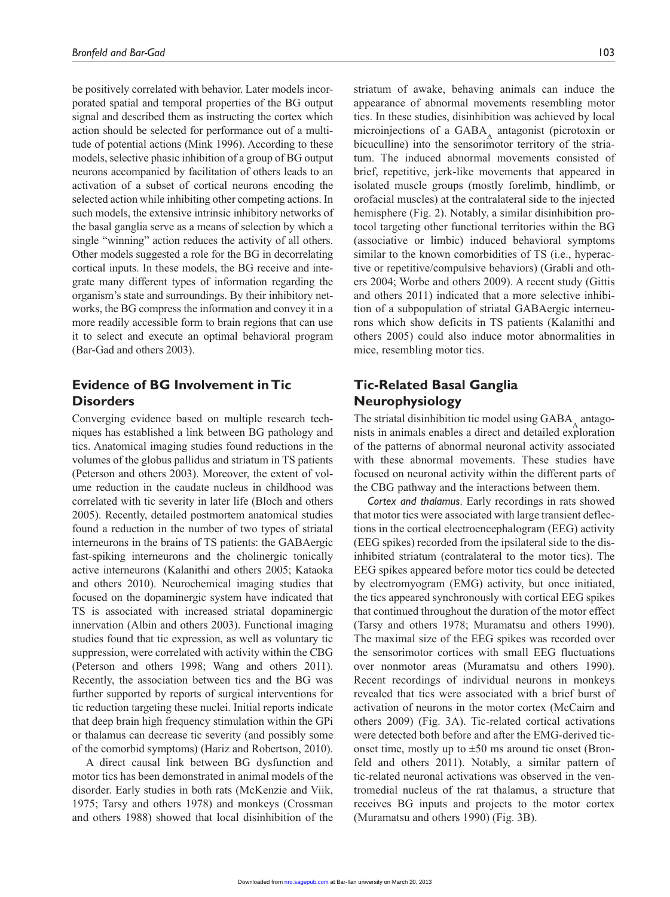be positively correlated with behavior. Later models incorporated spatial and temporal properties of the BG output signal and described them as instructing the cortex which action should be selected for performance out of a multitude of potential actions (Mink 1996). According to these models, selective phasic inhibition of a group of BG output neurons accompanied by facilitation of others leads to an activation of a subset of cortical neurons encoding the selected action while inhibiting other competing actions. In such models, the extensive intrinsic inhibitory networks of the basal ganglia serve as a means of selection by which a single "winning" action reduces the activity of all others. Other models suggested a role for the BG in decorrelating cortical inputs. In these models, the BG receive and integrate many different types of information regarding the organism's state and surroundings. By their inhibitory networks, the BG compress the information and convey it in a more readily accessible form to brain regions that can use it to select and execute an optimal behavioral program (Bar-Gad and others 2003).

## Evidence of BG Involvement in Tic Disorders

Converging evidence based on multiple research techniques has established a link between BG pathology and tics. Anatomical imaging studies found reductions in the volumes of the globus pallidus and striatum in TS patients (Peterson and others 2003). Moreover, the extent of volume reduction in the caudate nucleus in childhood was correlated with tic severity in later life (Bloch and others 2005). Recently, detailed postmortem anatomical studies found a reduction in the number of two types of striatal interneurons in the brains of TS patients: the GABAergic fast-spiking interneurons and the cholinergic tonically active interneurons (Kalanithi and others 2005; Kataoka and others 2010). Neurochemical imaging studies that focused on the dopaminergic system have indicated that TS is associated with increased striatal dopaminergic innervation (Albin and others 2003). Functional imaging studies found that tic expression, as well as voluntary tic suppression, were correlated with activity within the CBG (Peterson and others 1998; Wang and others 2011). Recently, the association between tics and the BG was further supported by reports of surgical interventions for tic reduction targeting these nuclei. Initial reports indicate that deep brain high frequency stimulation within the GPi or thalamus can decrease tic severity (and possibly some of the comorbid symptoms) (Hariz and Robertson, 2010).

A direct causal link between BG dysfunction and motor tics has been demonstrated in animal models of the disorder. Early studies in both rats (McKenzie and Viik, 1975; Tarsy and others 1978) and monkeys (Crossman and others 1988) showed that local disinhibition of the striatum of awake, behaving animals can induce the appearance of abnormal movements resembling motor tics. In these studies, disinhibition was achieved by local microinjections of a $GABA_A$ antagonist (picrotoxin or bicuculline) into the sensorimotor territory of the striatum. The induced abnormal movements consisted of brief, repetitive, jerk-like movements that appeared in isolated muscle groups (mostly forelimb, hindlimb, or orofacial muscles) at the contralateral side to the injected hemisphere (Fig. 2). Notably, a similar disinhibition protocol targeting other functional territories within the BG (associative or limbic) induced behavioral symptoms similar to the known comorbidities of TS (i.e., hyperactive or repetitive/compulsive behaviors) (Grabli and others 2004; Worbe and others 2009). A recent study (Gittis and others 2011) indicated that a more selective inhibition of a subpopulation of striatal GABAergic interneurons which show deficits in TS patients (Kalanithi and others 2005) could also induce motor abnormalities in mice, resembling motor tics.

## Tic-Related Basal Ganglia Neurophysiology

The striatal disinhibition tic model using $GABA_A$ antagonists in animals enables a direct and detailed exploration of the patterns of abnormal neuronal activity associated with these abnormal movements. These studies have focused on neuronal activity within the different parts of the CBG pathway and the interactions between them.

*Cortex and thalamus*. Early recordings in rats showed that motor tics were associated with large transient deflections in the cortical electroencephalogram (EEG) activity (EEG spikes) recorded from the ipsilateral side to the disinhibited striatum (contralateral to the motor tics). The EEG spikes appeared before motor tics could be detected by electromyogram (EMG) activity, but once initiated, the tics appeared synchronously with cortical EEG spikes that continued throughout the duration of the motor effect (Tarsy and others 1978; Muramatsu and others 1990). The maximal size of the EEG spikes was recorded over the sensorimotor cortices with small EEG fluctuations over nonmotor areas (Muramatsu and others 1990). Recent recordings of individual neurons in monkeys revealed that tics were associated with a brief burst of activation of neurons in the motor cortex (McCairn and others 2009) (Fig. 3A). Tic-related cortical activations were detected both before and after the EMG-derived tic-onset time, mostly up to ±50 ms around tic onset (Bronfeld and others 2011). Notably, a similar pattern of tic-related neuronal activations was observed in the ventromedial nucleus of the rat thalamus, a structure that receives BG inputs and projects to the motor cortex (Muramatsu and others 1990) (Fig. 3B).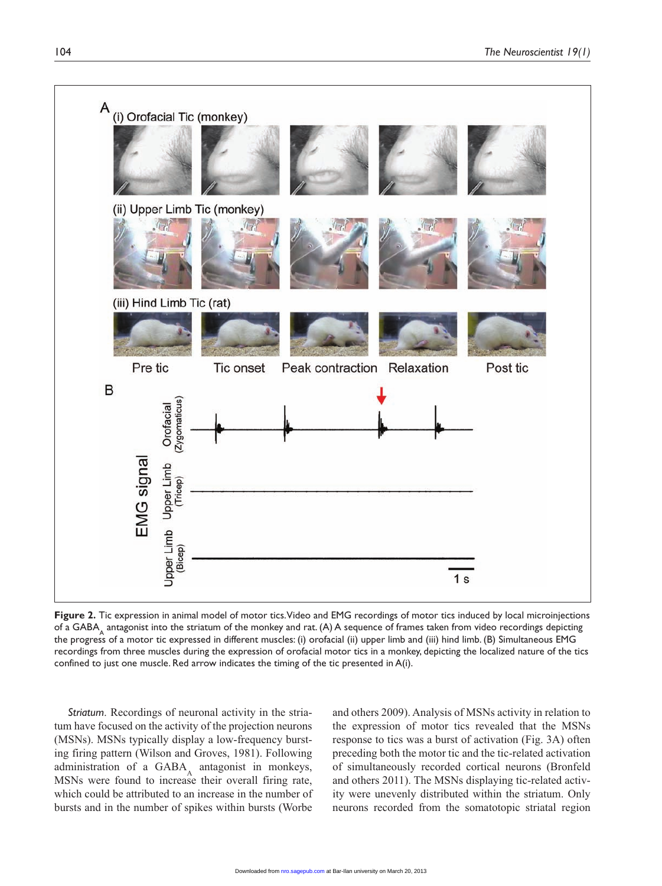**Figure 2.** Tic expression in animal model of motor tics. Video and EMG recordings of motor tics induced by local microinjections of a $GABA_A$ antagonist into the striatum of the monkey and rat. (A) A sequence of frames taken from video recordings depicting the progress of a motor tic expressed in different muscles: (i) orofacial (ii) upper limb and (iii) hind limb. (B) Simultaneous EMG recordings from three muscles during the expression of orofacial motor tics in a monkey, depicting the localized nature of the tics confined to just one muscle. Red arrow indicates the timing of the tic presented in A(i).

*Striatum*. Recordings of neuronal activity in the striatum have focused on the activity of the projection neurons (MSNs). MSNs typically display a low-frequency bursting firing pattern (Wilson and Groves, 1981). Following administration of a $GABA_A$ antagonist in monkeys, MSNs were found to increase their overall firing rate, which could be attributed to an increase in the number of bursts and in the number of spikes within bursts (Worbe and others 2009). Analysis of MSNs activity in relation to the expression of motor tics revealed that the MSNs response to tics was a burst of activation (Fig. 3A) often preceding both the motor tic and the tic-related activation of simultaneously recorded cortical neurons (Bronfeld and others 2011). The MSNs displaying tic-related activity were unevenly distributed within the striatum. Only neurons recorded from the somatotopic striatal region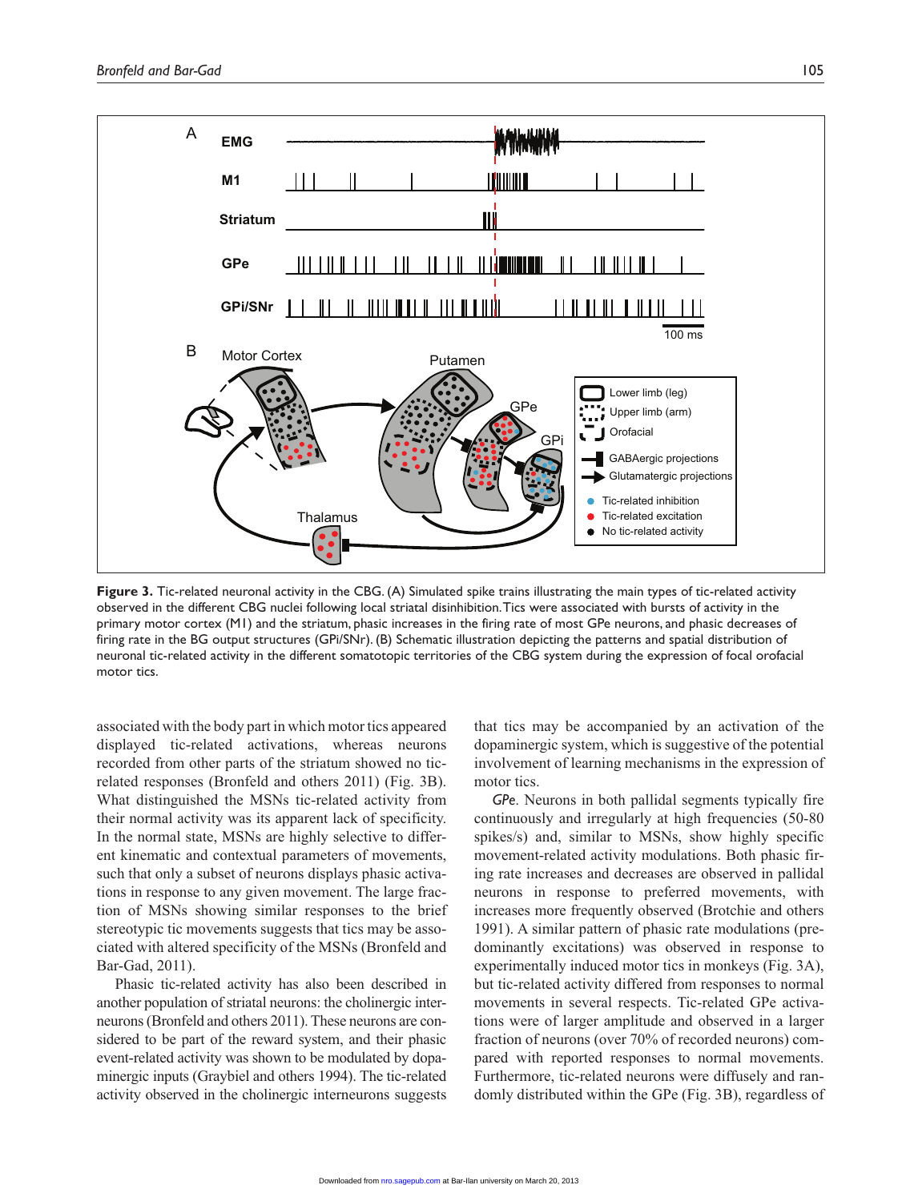**Figure 3.** Tic-related neuronal activity in the CBG. (A) Simulated spike trains illustrating the main types of tic-related activity observed in the different CBG nuclei following local striatal disinhibition. Tics were associated with bursts of activity in the primary motor cortex (M1) and the striatum, phasic increases in the firing rate of most GPe neurons, and phasic decreases of firing rate in the BG output structures (GPi/SNr). (B) Schematic illustration depicting the patterns and spatial distribution of neuronal tic-related activity in the different somatotopic territories of the CBG system during the expression of focal orofacial motor tics.

associated with the body part in which motor tics appeared displayed tic-related activations, whereas neurons recorded from other parts of the striatum showed no tic-related responses (Bronfeld and others 2011) (Fig. 3B). What distinguished the MSNs tic-related activity from their normal activity was its apparent lack of specificity. In the normal state, MSNs are highly selective to different kinematic and contextual parameters of movements, such that only a subset of neurons displays phasic activations in response to any given movement. The large fraction of MSNs showing similar responses to the brief stereotypic tic movements suggests that tics may be associated with altered specificity of the MSNs (Bronfeld and Bar-Gad, 2011).

Phasic tic-related activity has also been described in another population of striatal neurons: the cholinergic interneurons (Bronfeld and others 2011). These neurons are considered to be part of the reward system, and their phasic event-related activity was shown to be modulated by dopaminergic inputs (Graybiel and others 1994). The tic-related activity observed in the cholinergic interneurons suggests that tics may be accompanied by an activation of the dopaminergic system, which is suggestive of the potential involvement of learning mechanisms in the expression of motor tics.

*GPe.* Neurons in both pallidal segments typically fire continuously and irregularly at high frequencies (50-80 spikes/s) and, similar to MSNs, show highly specific movement-related activity modulations. Both phasic firing rate increases and decreases are observed in pallidal neurons in response to preferred movements, with increases more frequently observed (Brotchie and others 1991). A similar pattern of phasic rate modulations (predominantly excitations) was observed in response to experimentally induced motor tics in monkeys (Fig. 3A), but tic-related activity differed from responses to normal movements in several respects. Tic-related GPe activations were of larger amplitude and observed in a larger fraction of neurons (over 70% of recorded neurons) compared with reported responses to normal movements. Furthermore, tic-related neurons were diffusely and randomly distributed within the GPe (Fig. 3B), regardless of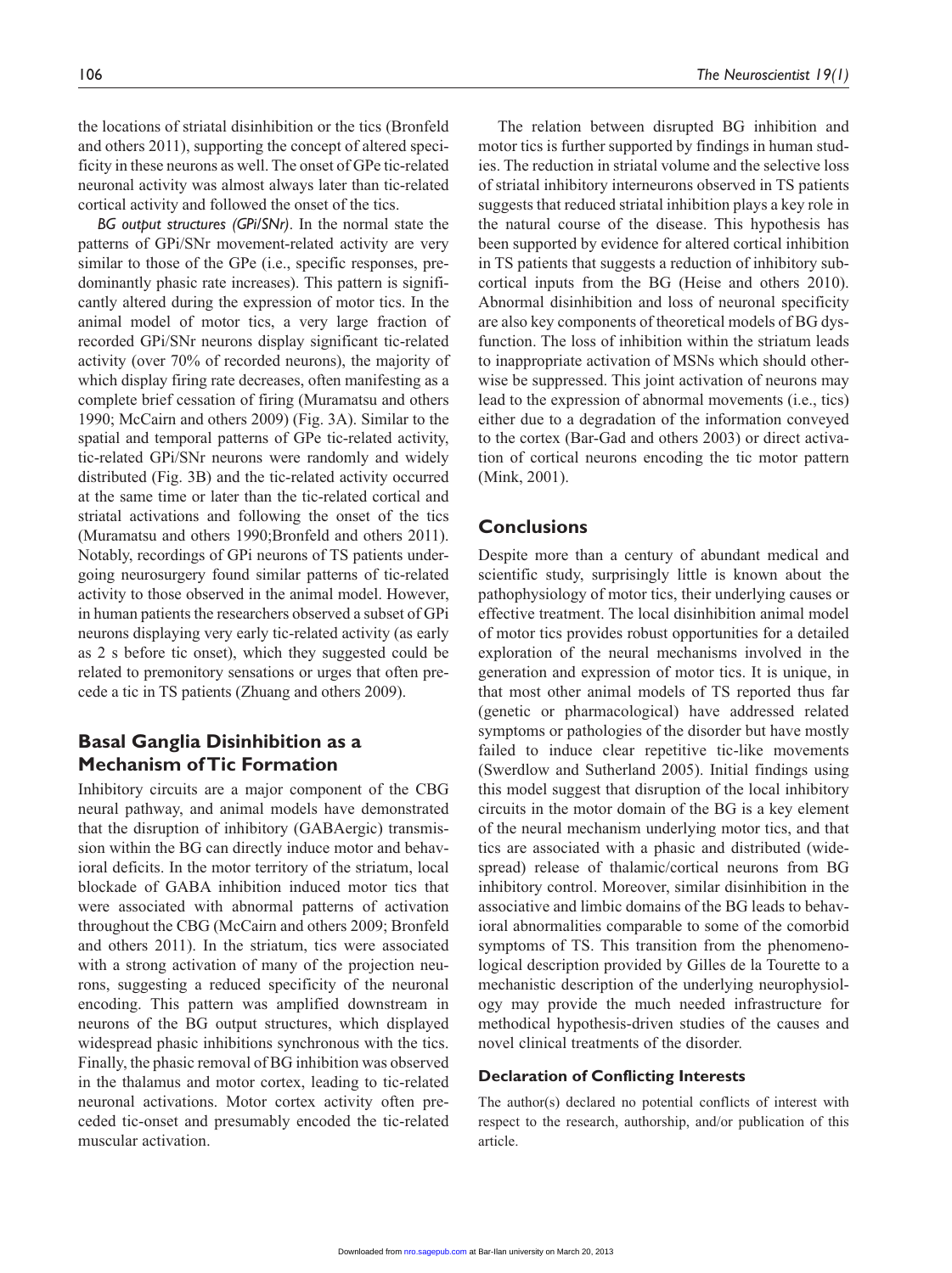the locations of striatal disinhibition or the tics (Bronfeld and others 2011), supporting the concept of altered specificity in these neurons as well. The onset of GPe tic-related neuronal activity was almost always later than tic-related cortical activity and followed the onset of the tics.

*BG output structures (GPi/SNr)*. In the normal state the patterns of GPi/SNr movement-related activity are very similar to those of the GPe (i.e., specific responses, predominantly phasic rate increases). This pattern is significantly altered during the expression of motor tics. In the animal model of motor tics, a very large fraction of recorded GPi/SNr neurons display significant tic-related activity (over 70% of recorded neurons), the majority of which display firing rate decreases, often manifesting as a complete brief cessation of firing (Muramatsu and others 1990; McCairn and others 2009) (Fig. 3A). Similar to the spatial and temporal patterns of GPe tic-related activity, tic-related GPi/SNr neurons were randomly and widely distributed (Fig. 3B) and the tic-related activity occurred at the same time or later than the tic-related cortical and striatal activations and following the onset of the tics (Muramatsu and others 1990;Bronfeld and others 2011). Notably, recordings of GPi neurons of TS patients undergoing neurosurgery found similar patterns of tic-related activity to those observed in the animal model. However, in human patients the researchers observed a subset of GPi neurons displaying very early tic-related activity (as early as 2 s before tic onset), which they suggested could be related to premonitory sensations or urges that often precede a tic in TS patients (Zhuang and others 2009).

## Basal Ganglia Disinhibition as a Mechanism of Tic Formation

Inhibitory circuits are a major component of the CBG neural pathway, and animal models have demonstrated that the disruption of inhibitory (GABAergic) transmission within the BG can directly induce motor and behavioral deficits. In the motor territory of the striatum, local blockade of GABA inhibition induced motor tics that were associated with abnormal patterns of activation throughout the CBG (McCairn and others 2009; Bronfeld and others 2011). In the striatum, tics were associated with a strong activation of many of the projection neurons, suggesting a reduced specificity of the neuronal encoding. This pattern was amplified downstream in neurons of the BG output structures, which displayed widespread phasic inhibitions synchronous with the tics. Finally, the phasic removal of BG inhibition was observed in the thalamus and motor cortex, leading to tic-related neuronal activations. Motor cortex activity often preceded tic-onset and presumably encoded the tic-related muscular activation.

The relation between disrupted BG inhibition and motor tics is further supported by findings in human studies. The reduction in striatal volume and the selective loss of striatal inhibitory interneurons observed in TS patients suggests that reduced striatal inhibition plays a key role in the natural course of the disease. This hypothesis has been supported by evidence for altered cortical inhibition in TS patients that suggests a reduction of inhibitory subcortical inputs from the BG (Heise and others 2010). Abnormal disinhibition and loss of neuronal specificity are also key components of theoretical models of BG dysfunction. The loss of inhibition within the striatum leads to inappropriate activation of MSNs which should otherwise be suppressed. This joint activation of neurons may lead to the expression of abnormal movements (i.e., tics) either due to a degradation of the information conveyed to the cortex (Bar-Gad and others 2003) or direct activation of cortical neurons encoding the tic motor pattern (Mink, 2001).

## Conclusions

Despite more than a century of abundant medical and scientific study, surprisingly little is known about the pathophysiology of motor tics, their underlying causes or effective treatment. The local disinhibition animal model of motor tics provides robust opportunities for a detailed exploration of the neural mechanisms involved in the generation and expression of motor tics. It is unique, in that most other animal models of TS reported thus far (genetic or pharmacological) have addressed related symptoms or pathologies of the disorder but have mostly failed to induce clear repetitive tic-like movements (Swerdlow and Sutherland 2005). Initial findings using this model suggest that disruption of the local inhibitory circuits in the motor domain of the BG is a key element of the neural mechanism underlying motor tics, and that tics are associated with a phasic and distributed (widespread) release of thalamic/cortical neurons from BG inhibitory control. Moreover, similar disinhibition in the associative and limbic domains of the BG leads to behavioral abnormalities comparable to some of the comorbid symptoms of TS. This transition from the phenomenological description provided by Gilles de la Tourette to a mechanistic description of the underlying neurophysiology may provide the much needed infrastructure for methodical hypothesis-driven studies of the causes and novel clinical treatments of the disorder.

### Declaration of Conflicting Interests

The author(s) declared no potential conflicts of interest with respect to the research, authorship, and/or publication of this article.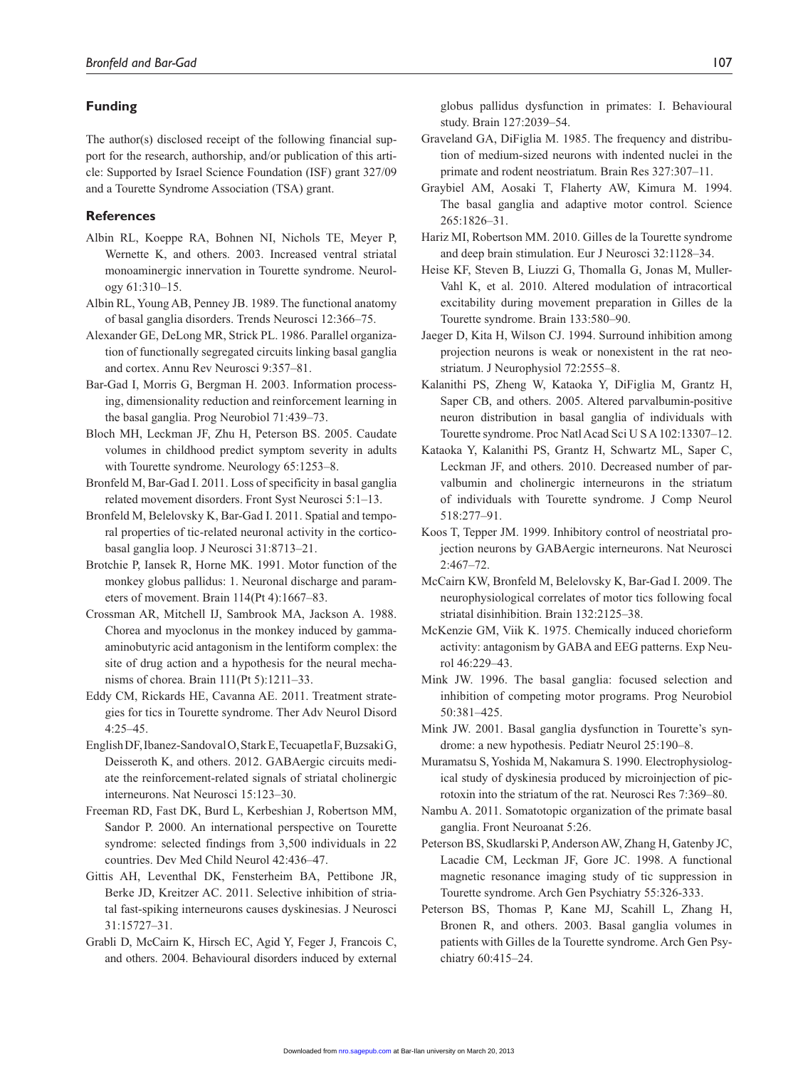## Funding

The author(s) disclosed receipt of the following financial support for the research, authorship, and/or publication of this article: Supported by Israel Science Foundation (ISF) grant 327/09 and a Tourette Syndrome Association (TSA) grant.

## References

Albin RL, Koeppe RA, Bohnen NI, Nichols TE, Meyer P, Wernette K, and others. 2003. Increased ventral striatal monoaminergic innervation in Tourette syndrome. Neurology 61:310–15.

Albin RL, Young AB, Penney JB. 1989. The functional anatomy of basal ganglia disorders. Trends Neurosci 12:366–75.

Alexander GE, DeLong MR, Strick PL. 1986. Parallel organization of functionally segregated circuits linking basal ganglia and cortex. Annu Rev Neurosci 9:357–81.

Bar-Gad I, Morris G, Bergman H. 2003. Information processing, dimensionality reduction and reinforcement learning in the basal ganglia. Prog Neurobiol 71:439–73.

Bloch MH, Leckman JF, Zhu H, Peterson BS. 2005. Caudate volumes in childhood predict symptom severity in adults with Tourette syndrome. Neurology 65:1253–8.

Bronfeld M, Bar-Gad I. 2011. Loss of specificity in basal ganglia related movement disorders. Front Syst Neurosci 5:1–13.

Bronfeld M, Belelovsky K, Bar-Gad I. 2011. Spatial and temporal properties of tic-related neuronal activity in the cortico-basal ganglia loop. J Neurosci 31:8713–21.

Brotchie P, Iansek R, Horne MK. 1991. Motor function of the monkey globus pallidus: 1. Neuronal discharge and parameters of movement. Brain 114(Pt 4):1667–83.

Crossman AR, Mitchell IJ, Sambrook MA, Jackson A. 1988. Chorea and myoclonus in the monkey induced by gamma-aminobutyric acid antagonism in the lentiform complex: the site of drug action and a hypothesis for the neural mechanisms of chorea. Brain 111(Pt 5):1211–33.

Eddy CM, Rickards HE, Cavanna AE. 2011. Treatment strategies for tics in Tourette syndrome. Ther Adv Neurol Disord 4:25–45.

English DF, Ibanez-Sandoval O, Stark E, Tecuapetla F, Buzsaki G, Deisseroth K, and others. 2012. GABAergic circuits mediate the reinforcement-related signals of striatal cholinergic interneurons. Nat Neurosci 15:123–30.

Freeman RD, Fast DK, Burd L, Kerbeshian J, Robertson MM, Sandor P. 2000. An international perspective on Tourette syndrome: selected findings from 3,500 individuals in 22 countries. Dev Med Child Neurol 42:436–47.

Gittis AH, Leventhal DK, Fensterheim BA, Pettibone JR, Berke JD, Kreitzer AC. 2011. Selective inhibition of striatal fast-spiking interneurons causes dyskinesias. J Neurosci 31:15727–31.

Grabli D, McCairn K, Hirsch EC, Agid Y, Feger J, Francois C, and others. 2004. Behavioural disorders induced by external globus pallidus dysfunction in primates: I. Behavioural study. Brain 127:2039–54.

Graveland GA, DiFiglia M. 1985. The frequency and distribution of medium-sized neurons with indented nuclei in the primate and rodent neostriatum. Brain Res 327:307–11.

Graybiel AM, Aosaki T, Flaherty AW, Kimura M. 1994. The basal ganglia and adaptive motor control. Science 265:1826–31.

Hariz MI, Robertson MM. 2010. Gilles de la Tourette syndrome and deep brain stimulation. Eur J Neurosci 32:1128–34.

Heise KF, Steven B, Liuzzi G, Thomalla G, Jonas M, Muller-Vahl K, et al. 2010. Altered modulation of intracortical excitability during movement preparation in Gilles de la Tourette syndrome. Brain 133:580–90.

Jaeger D, Kita H, Wilson CJ. 1994. Surround inhibition among projection neurons is weak or nonexistent in the rat neostriatum. J Neurophysiol 72:2555–8.

Kalanithi PS, Zheng W, Kataoka Y, DiFiglia M, Grantz H, Saper CB, and others. 2005. Altered parvalbumin-positive neuron distribution in basal ganglia of individuals with Tourette syndrome. Proc Natl Acad Sci U S A 102:13307–12.

Kataoka Y, Kalanithi PS, Grantz H, Schwartz ML, Saper C, Leckman JF, and others. 2010. Decreased number of parvalbumin and cholinergic interneurons in the striatum of individuals with Tourette syndrome. J Comp Neurol 518:277–91.

Koos T, Tepper JM. 1999. Inhibitory control of neostriatal projection neurons by GABAergic interneurons. Nat Neurosci 2:467–72.

McCairn KW, Bronfeld M, Belelovsky K, Bar-Gad I. 2009. The neurophysiological correlates of motor tics following focal striatal disinhibition. Brain 132:2125–38.

McKenzie GM, Viik K. 1975. Chemically induced chorieform activity: antagonism by GABA and EEG patterns. Exp Neurol 46:229–43.

Mink JW. 1996. The basal ganglia: focused selection and inhibition of competing motor programs. Prog Neurobiol 50:381–425.

Mink JW. 2001. Basal ganglia dysfunction in Tourette's syndrome: a new hypothesis. Pediatr Neurol 25:190–8.

Muramatsu S, Yoshida M, Nakamura S. 1990. Electrophysiological study of dyskinesia produced by microinjection of picrotoxin into the striatum of the rat. Neurosci Res 7:369–80.

Nambu A. 2011. Somatotopic organization of the primate basal ganglia. Front Neuroanat 5:26.

Peterson BS, Skudlarski P, Anderson AW, Zhang H, Gatenby JC, Lacadie CM, Leckman JF, Gore JC. 1998. A functional magnetic resonance imaging study of tic suppression in Tourette syndrome. Arch Gen Psychiatry 55:326-333.

Peterson BS, Thomas P, Kane MJ, Scahill L, Zhang H, Bronen R, and others. 2003. Basal ganglia volumes in patients with Gilles de la Tourette syndrome. Arch Gen Psychiatry 60:415–24.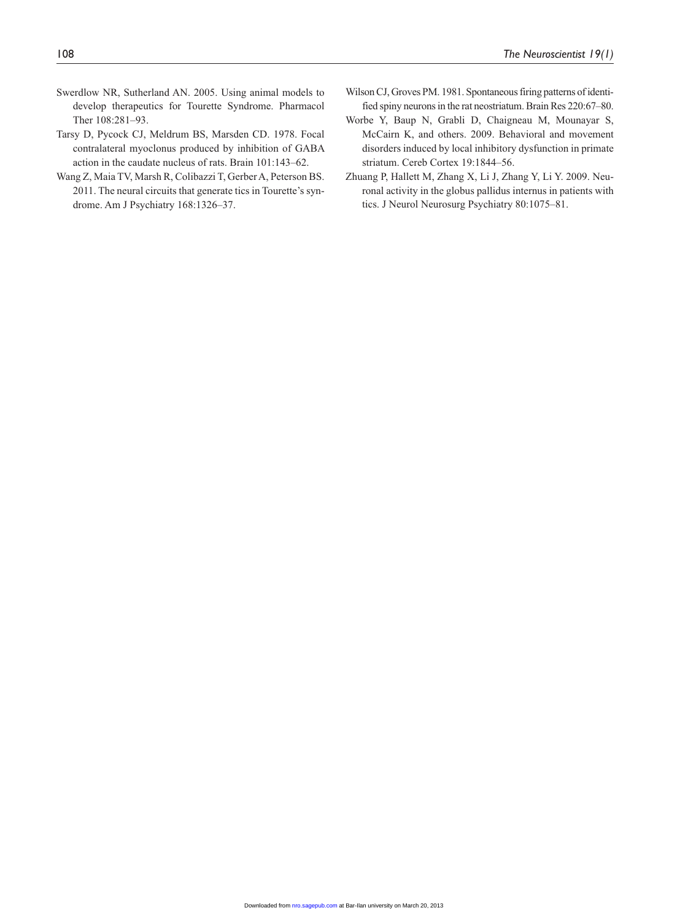Swerdlow NR, Sutherland AN. 2005. Using animal models to develop therapeutics for Tourette Syndrome. Pharmacol Ther 108:281–93.

Tarsy D, Pycock CJ, Meldrum BS, Marsden CD. 1978. Focal contralateral myoclonus produced by inhibition of GABA action in the caudate nucleus of rats. Brain 101:143–62.

Wang Z, Maia TV, Marsh R, Colibazzi T, Gerber A, Peterson BS. 2011. The neural circuits that generate tics in Tourette's syndrome. Am J Psychiatry 168:1326–37.

Wilson CJ, Groves PM. 1981. Spontaneous firing patterns of identified spiny neurons in the rat neostriatum. Brain Res 220:67–80.

Worbe Y, Baup N, Grabli D, Chaigneau M, Mounayar S, McCairn K, and others. 2009. Behavioral and movement disorders induced by local inhibitory dysfunction in primate striatum. Cereb Cortex 19:1844–56.

Zhuang P, Hallett M, Zhang X, Li J, Zhang Y, Li Y. 2009. Neuronal activity in the globus pallidus internus in patients with tics. J Neurol Neurosurg Psychiatry 80:1075–81.